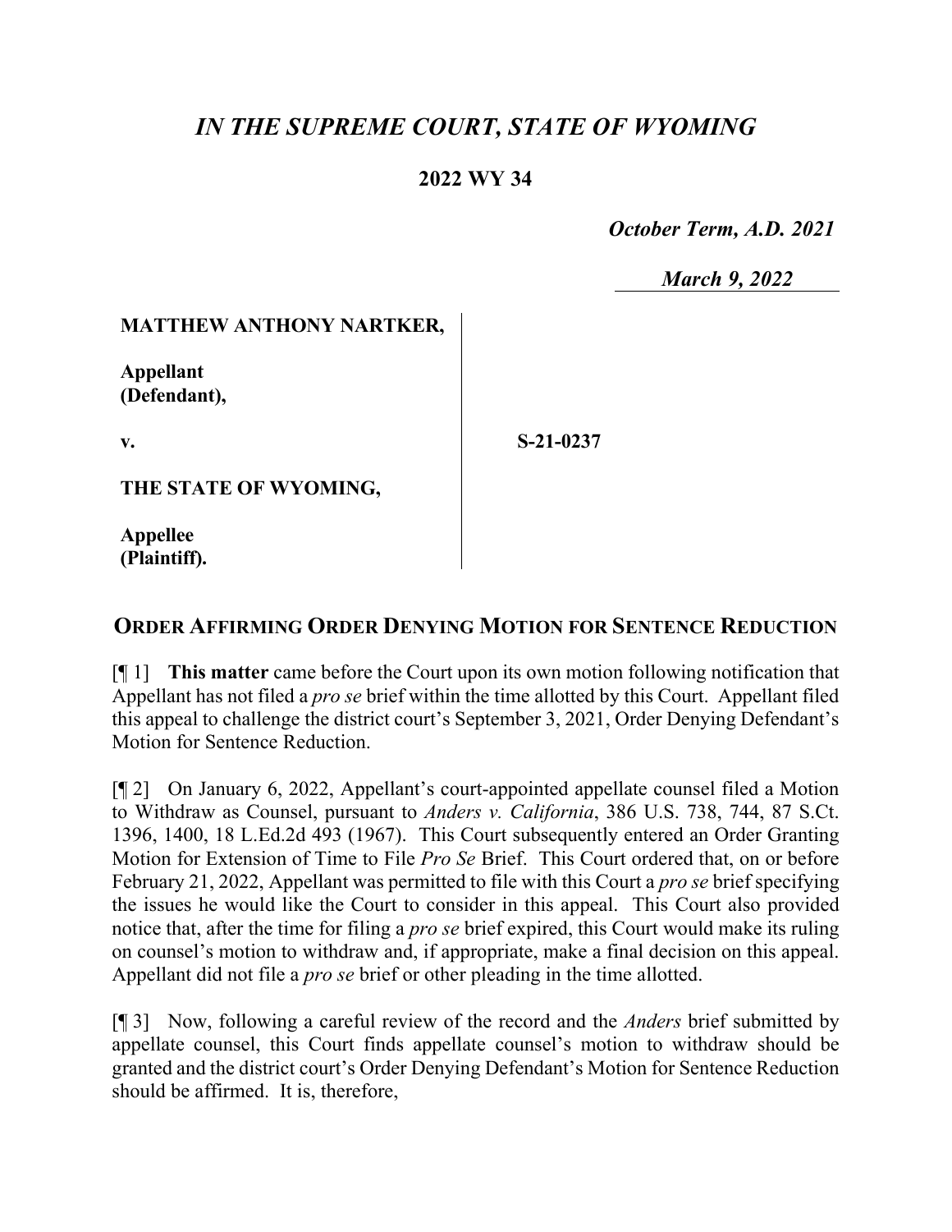# *IN THE SUPREME COURT, STATE OF WYOMING*

**2022 WY 34**

*October Term, A.D. 2021*

*March 9, 2022*

| | |
|---|---|
| **MATTHEW ANTHONY NARTKER,**<br><br>**Appellant (Defendant),**<br><br>**v.**<br><br>**THE STATE OF WYOMING,**<br><br>**Appellee (Plaintiff).** | **S-21-0237** |

## ORDER AFFIRMING ORDER DENYING MOTION FOR SENTENCE REDUCTION

[¶ 1] **This matter** came before the Court upon its own motion following notification that Appellant has not filed a *pro se* brief within the time allotted by this Court. Appellant filed this appeal to challenge the district court's September 3, 2021, Order Denying Defendant's Motion for Sentence Reduction.

[¶ 2] On January 6, 2022, Appellant's court-appointed appellate counsel filed a Motion to Withdraw as Counsel, pursuant to *Anders v. California*, 386 U.S. 738, 744, 87 S.Ct. 1396, 1400, 18 L.Ed.2d 493 (1967). This Court subsequently entered an Order Granting Motion for Extension of Time to File *Pro Se* Brief. This Court ordered that, on or before February 21, 2022, Appellant was permitted to file with this Court a *pro se* brief specifying the issues he would like the Court to consider in this appeal. This Court also provided notice that, after the time for filing a *pro se* brief expired, this Court would make its ruling on counsel's motion to withdraw and, if appropriate, make a final decision on this appeal. Appellant did not file a *pro se* brief or other pleading in the time allotted.

[¶ 3] Now, following a careful review of the record and the *Anders* brief submitted by appellate counsel, this Court finds appellate counsel's motion to withdraw should be granted and the district court's Order Denying Defendant's Motion for Sentence Reduction should be affirmed. It is, therefore,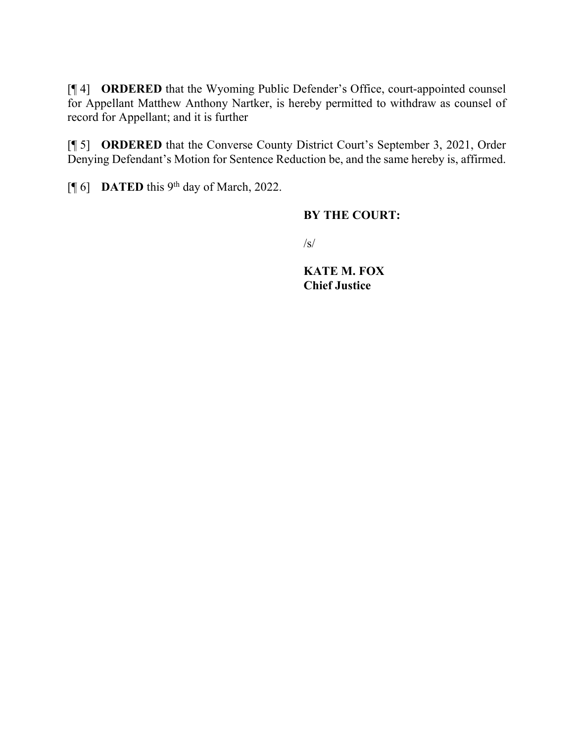[¶ 4] **ORDERED** that the Wyoming Public Defender's Office, court-appointed counsel for Appellant Matthew Anthony Nartker, is hereby permitted to withdraw as counsel of record for Appellant; and it is further

[¶ 5] **ORDERED** that the Converse County District Court's September 3, 2021, Order Denying Defendant's Motion for Sentence Reduction be, and the same hereby is, affirmed.

[¶ 6] **DATED** this 9th day of March, 2022.

**BY THE COURT:**

/s/

**KATE M. FOX**
**Chief Justice**